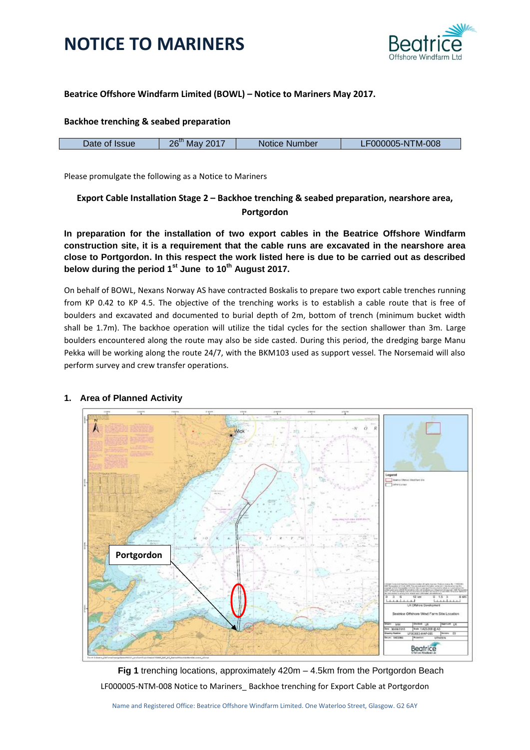# NOTICE TO MARINERS

**Beatrice Offshore Windfarm Limited (BOWL) – Notice to Mariners May 2017.**

**Backhoe trenching & seabed preparation**

| Date of Issue | 26th May 2017 | Notice Number | LF000005-NTM-008 |
|---|---|---|---|

Please promulgate the following as a Notice to Mariners

**Export Cable Installation Stage 2 – Backhoe trenching & seabed preparation, nearshore area, Portgordon**

**In preparation for the installation of two export cables in the Beatrice Offshore Windfarm construction site, it is a requirement that the cable runs are excavated in the nearshore area close to Portgordon. In this respect the work listed here is due to be carried out as described below during the period 1st June to 10th August 2017.**

On behalf of BOWL, Nexans Norway AS have contracted Boskalis to prepare two export cable trenches running from KP 0.42 to KP 4.5. The objective of the trenching works is to establish a cable route that is free of boulders and excavated and documented to burial depth of 2m, bottom of trench (minimum bucket width shall be 1.7m). The backhoe operation will utilize the tidal cycles for the section shallower than 3m. Large boulders encountered along the route may also be side casted. During this period, the dredging barge Manu Pekka will be working along the route 24/7, with the BKM103 used as support vessel. The Norsemaid will also perform survey and crew transfer operations.

## 1. Area of Planned Activity

**Fig 1** trenching locations, approximately 420m – 4.5km from the Portgordon Beach

LF000005-NTM-008 Notice to Mariners_ Backhoe trenching for Export Cable at Portgordon

Name and Registered Office: Beatrice Offshore Windfarm Limited. One Waterloo Street, Glasgow. G2 6AY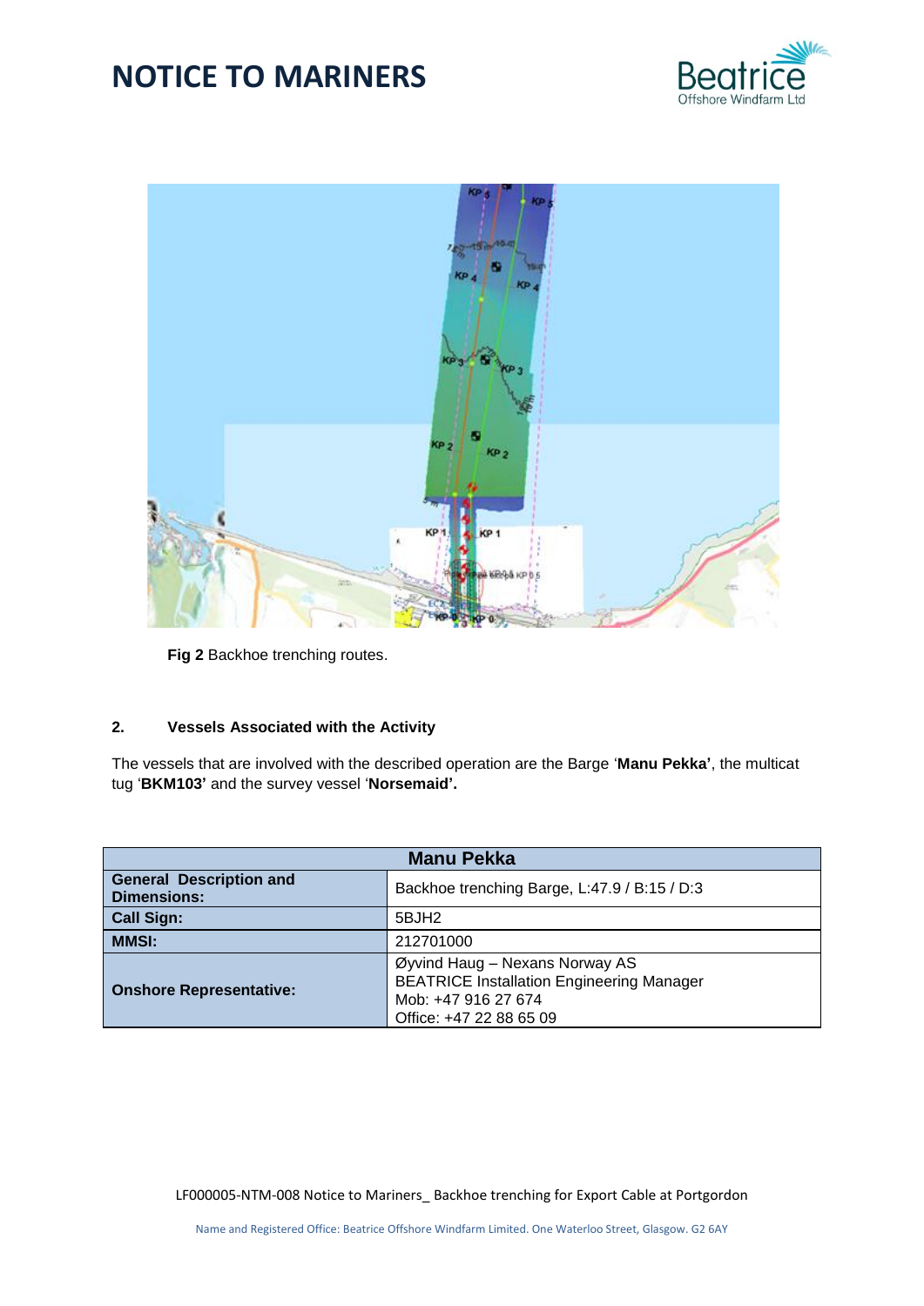Fig 2 Backhoe trenching routes.

## 2. Vessels Associated with the Activity

The vessels that are involved with the described operation are the Barge '**Manu Pekka'**, the multicat tug '**BKM103'** and the survey vessel '**Norsemaid'.**

| Manu Pekka | |
|---|---|
| **General Description and Dimensions:** | Backhoe trenching Barge, L:47.9 / B:15 / D:3 |
| **Call Sign:** | 5BJH2 |
| **MMSI:** | 212701000 |
| **Onshore Representative:** | Øyvind Haug – Nexans Norway AS<br>BEATRICE Installation Engineering Manager<br>Mob: +47 916 27 674<br>Office: +47 22 88 65 09 |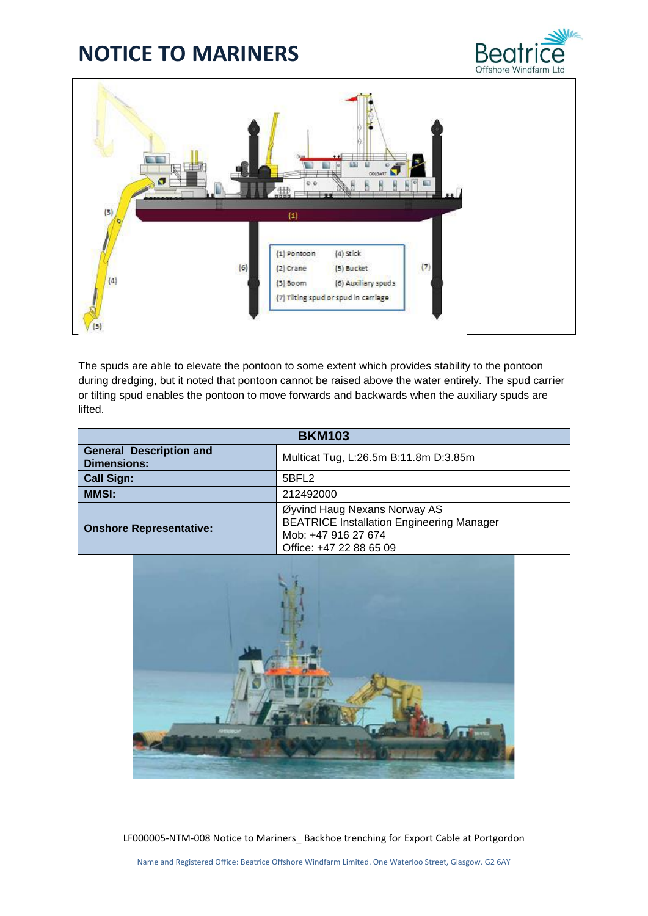# NOTICE TO MARINERS

(1) Pontoon
(2) Crane
(3) Boom
(4) Stick
(5) Bucket
(6) Auxiliary spuds
(7) Tilting spud or spud in carriage

The spuds are able to elevate the pontoon to some extent which provides stability to the pontoon during dredging, but it noted that pontoon cannot be raised above the water entirely. The spud carrier or tilting spud enables the pontoon to move forwards and backwards when the auxiliary spuds are lifted.

| BKM103 | |
|---|---|
| **General Description and Dimensions:** | Multicat Tug, L:26.5m B:11.8m D:3.85m |
| **Call Sign:** | 5BFL2 |
| **MMSI:** | 212492000 |
| **Onshore Representative:** | Øyvind Haug Nexans Norway AS<br>BEATRICE Installation Engineering Manager<br>Mob: +47 916 27 674<br>Office: +47 22 88 65 09 |

LF000005-NTM-008 Notice to Mariners_ Backhoe trenching for Export Cable at Portgordon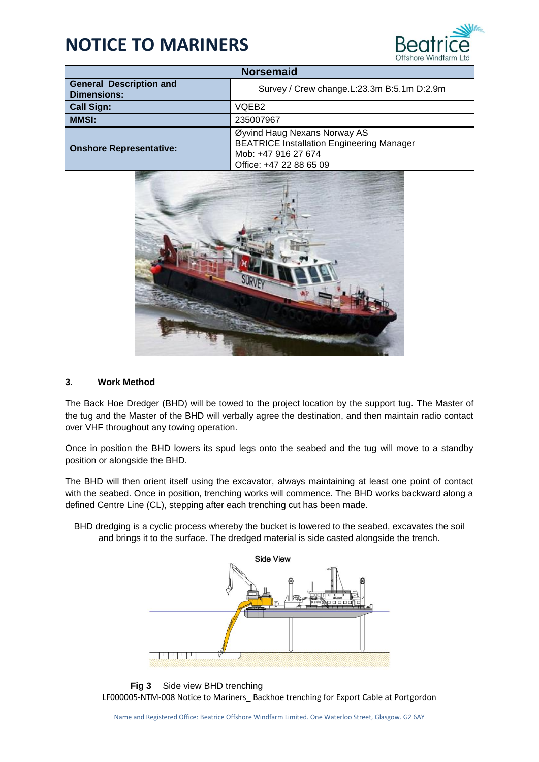# NOTICE TO MARINERS

| Norsemaid | |
|---|---|
| **General Description and Dimensions:** | Survey / Crew change.L:23.3m B:5.1m D:2.9m |
| **Call Sign:** | VQEB2 |
| **MMSI:** | 235007967 |
| **Onshore Representative:** | Øyvind Haug Nexans Norway AS<br>BEATRICE Installation Engineering Manager<br>Mob: +47 916 27 674<br>Office: +47 22 88 65 09 |

### 3. Work Method

The Back Hoe Dredger (BHD) will be towed to the project location by the support tug. The Master of the tug and the Master of the BHD will verbally agree the destination, and then maintain radio contact over VHF throughout any towing operation.

Once in position the BHD lowers its spud legs onto the seabed and the tug will move to a standby position or alongside the BHD.

The BHD will then orient itself using the excavator, always maintaining at least one point of contact with the seabed. Once in position, trenching works will commence. The BHD works backward along a defined Centre Line (CL), stepping after each trenching cut has been made.

BHD dredging is a cyclic process whereby the bucket is lowered to the seabed, excavates the soil and brings it to the surface. The dredged material is side casted alongside the trench.

Side View

**Fig 3** Side view BHD trenching

LF000005-NTM-008 Notice to Mariners_ Backhoe trenching for Export Cable at Portgordon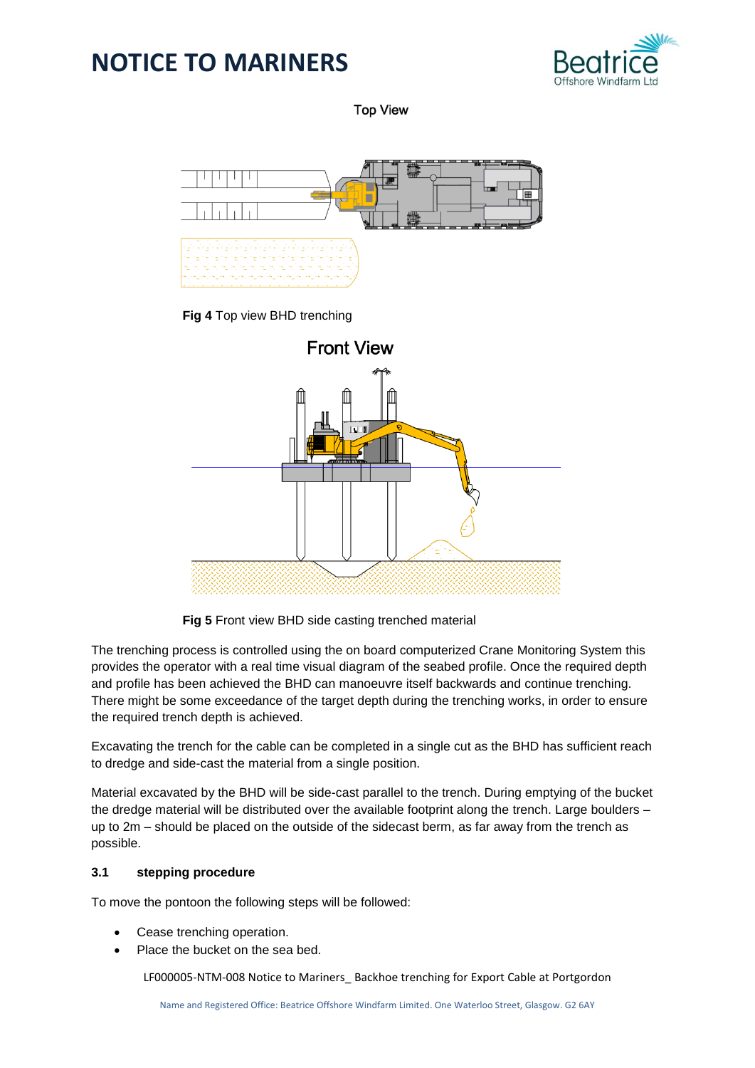Top View

**Fig 4** Top view BHD trenching

Front View

**Fig 5** Front view BHD side casting trenched material

The trenching process is controlled using the on board computerized Crane Monitoring System this provides the operator with a real time visual diagram of the seabed profile. Once the required depth and profile has been achieved the BHD can manoeuvre itself backwards and continue trenching. There might be some exceedance of the target depth during the trenching works, in order to ensure the required trench depth is achieved.

Excavating the trench for the cable can be completed in a single cut as the BHD has sufficient reach to dredge and side-cast the material from a single position.

Material excavated by the BHD will be side-cast parallel to the trench. During emptying of the bucket the dredge material will be distributed over the available footprint along the trench. Large boulders – up to 2m – should be placed on the outside of the sidecast berm, as far away from the trench as possible.

### 3.1 stepping procedure

To move the pontoon the following steps will be followed:

- Cease trenching operation.
- Place the bucket on the sea bed.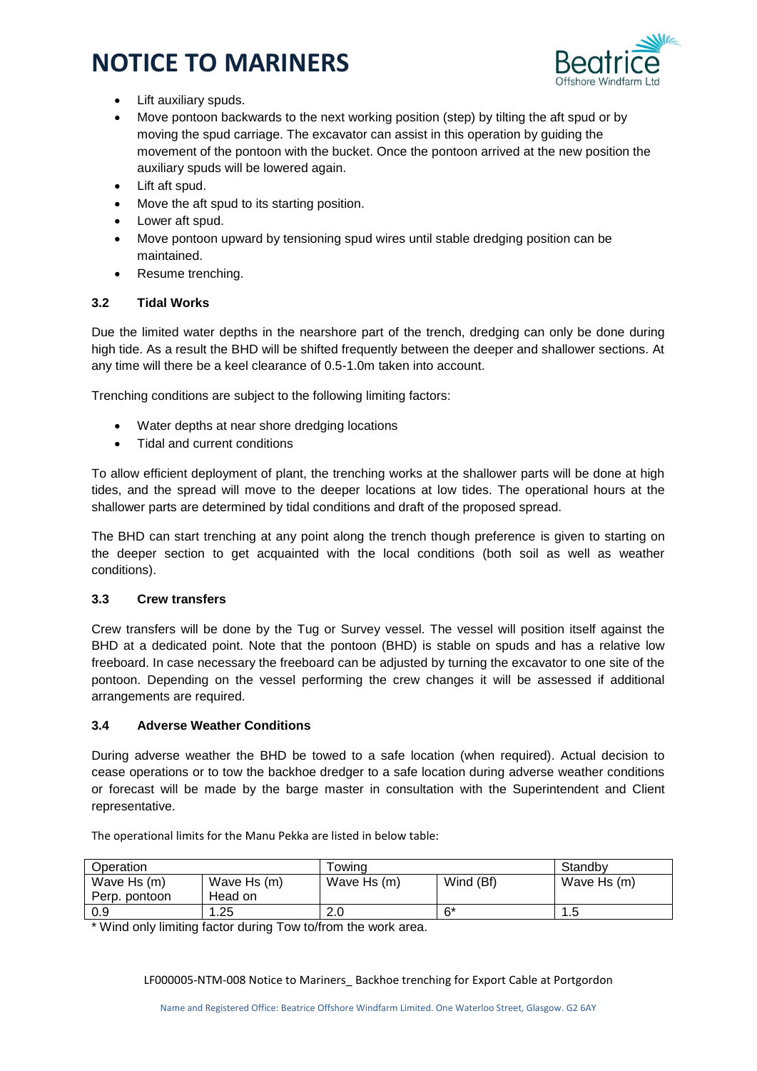- Lift auxiliary spuds.
- Move pontoon backwards to the next working position (step) by tilting the aft spud or by moving the spud carriage. The excavator can assist in this operation by guiding the movement of the pontoon with the bucket. Once the pontoon arrived at the new position the auxiliary spuds will be lowered again.
- Lift aft spud.
- Move the aft spud to its starting position.
- Lower aft spud.
- Move pontoon upward by tensioning spud wires until stable dredging position can be maintained.
- Resume trenching.

### 3.2 Tidal Works

Due the limited water depths in the nearshore part of the trench, dredging can only be done during high tide. As a result the BHD will be shifted frequently between the deeper and shallower sections. At any time will there be a keel clearance of 0.5-1.0m taken into account.

Trenching conditions are subject to the following limiting factors:

- Water depths at near shore dredging locations
- Tidal and current conditions

To allow efficient deployment of plant, the trenching works at the shallower parts will be done at high tides, and the spread will move to the deeper locations at low tides. The operational hours at the shallower parts are determined by tidal conditions and draft of the proposed spread.

The BHD can start trenching at any point along the trench though preference is given to starting on the deeper section to get acquainted with the local conditions (both soil as well as weather conditions).

### 3.3 Crew transfers

Crew transfers will be done by the Tug or Survey vessel. The vessel will position itself against the BHD at a dedicated point. Note that the pontoon (BHD) is stable on spuds and has a relative low freeboard. In case necessary the freeboard can be adjusted by turning the excavator to one site of the pontoon. Depending on the vessel performing the crew changes it will be assessed if additional arrangements are required.

### 3.4 Adverse Weather Conditions

During adverse weather the BHD be towed to a safe location (when required). Actual decision to cease operations or to tow the backhoe dredger to a safe location during adverse weather conditions or forecast will be made by the barge master in consultation with the Superintendent and Client representative.

The operational limits for the Manu Pekka are listed in below table:

| Operation | | Towing | | Standby |
|---|---|---|---|---|
| Wave Hs (m) Perp. pontoon | Wave Hs (m) Head on | Wave Hs (m) | Wind (Bf) | Wave Hs (m) |
| 0.9 | 1.25 | 2.0 | 6* | 1.5 |

* Wind only limiting factor during Tow to/from the work area.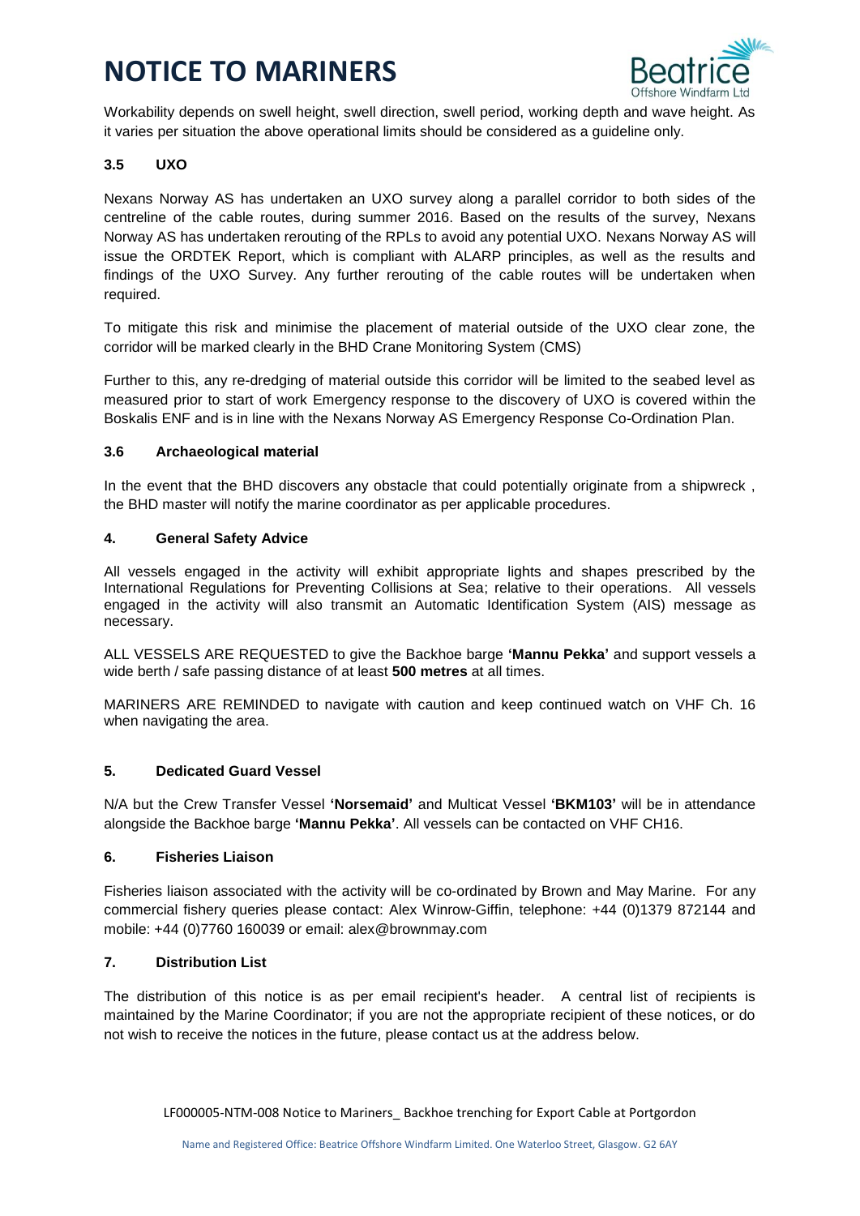Workability depends on swell height, swell direction, swell period, working depth and wave height. As it varies per situation the above operational limits should be considered as a guideline only.

### 3.5 UXO

Nexans Norway AS has undertaken an UXO survey along a parallel corridor to both sides of the centreline of the cable routes, during summer 2016. Based on the results of the survey, Nexans Norway AS has undertaken rerouting of the RPLs to avoid any potential UXO. Nexans Norway AS will issue the ORDTEK Report, which is compliant with ALARP principles, as well as the results and findings of the UXO Survey. Any further rerouting of the cable routes will be undertaken when required.

To mitigate this risk and minimise the placement of material outside of the UXO clear zone, the corridor will be marked clearly in the BHD Crane Monitoring System (CMS)

Further to this, any re-dredging of material outside this corridor will be limited to the seabed level as measured prior to start of work Emergency response to the discovery of UXO is covered within the Boskalis ENF and is in line with the Nexans Norway AS Emergency Response Co-Ordination Plan.

### 3.6 Archaeological material

In the event that the BHD discovers any obstacle that could potentially originate from a shipwreck , the BHD master will notify the marine coordinator as per applicable procedures.

## 4. General Safety Advice

All vessels engaged in the activity will exhibit appropriate lights and shapes prescribed by the International Regulations for Preventing Collisions at Sea; relative to their operations. All vessels engaged in the activity will also transmit an Automatic Identification System (AIS) message as necessary.

ALL VESSELS ARE REQUESTED to give the Backhoe barge **'Mannu Pekka'** and support vessels a wide berth / safe passing distance of at least **500 metres** at all times.

MARINERS ARE REMINDED to navigate with caution and keep continued watch on VHF Ch. 16 when navigating the area.

## 5. Dedicated Guard Vessel

N/A but the Crew Transfer Vessel **'Norsemaid'** and Multicat Vessel **'BKM103'** will be in attendance alongside the Backhoe barge **'Mannu Pekka'**. All vessels can be contacted on VHF CH16.

## 6. Fisheries Liaison

Fisheries liaison associated with the activity will be co-ordinated by Brown and May Marine. For any commercial fishery queries please contact: Alex Winrow-Giffin, telephone: +44 (0)1379 872144 and mobile: +44 (0)7760 160039 or email: alex@brownmay.com

## 7. Distribution List

The distribution of this notice is as per email recipient's header. A central list of recipients is maintained by the Marine Coordinator; if you are not the appropriate recipient of these notices, or do not wish to receive the notices in the future, please contact us at the address below.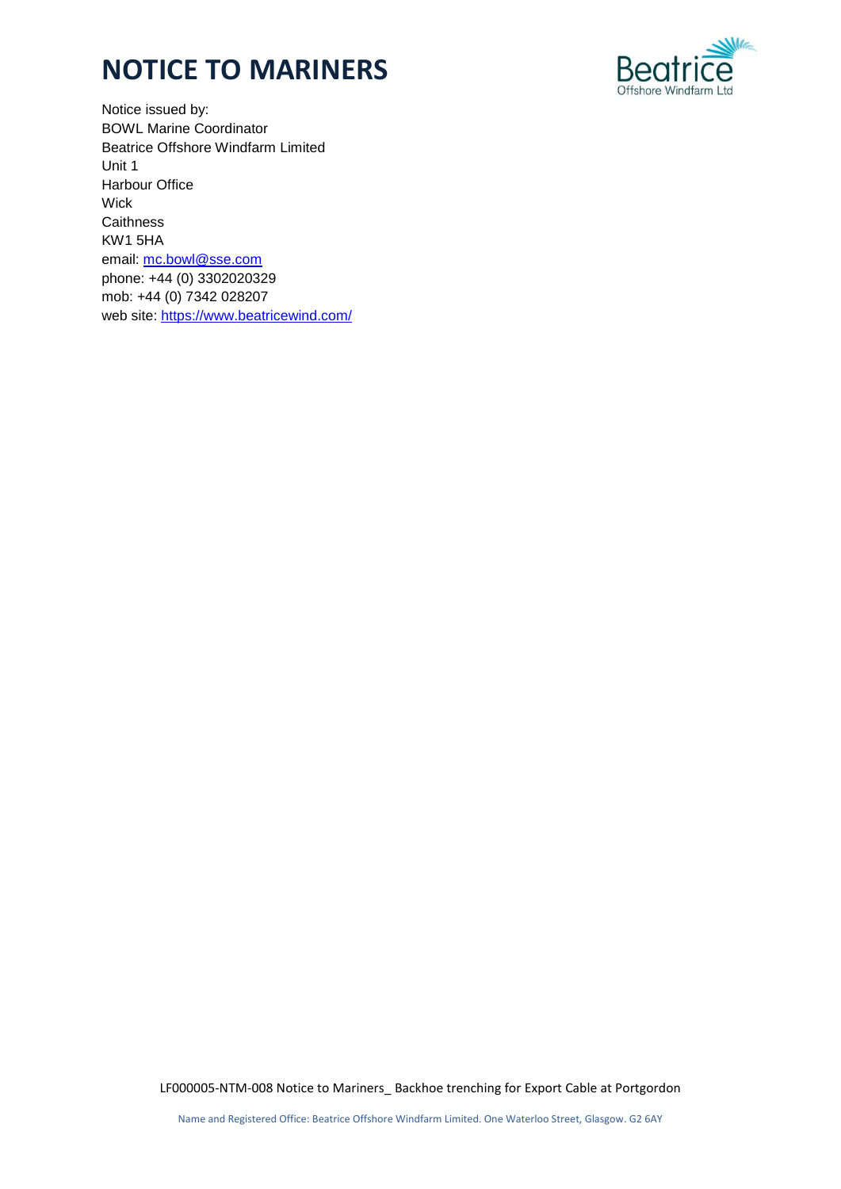# NOTICE TO MARINERS

Notice issued by:
BOWL Marine Coordinator
Beatrice Offshore Windfarm Limited
Unit 1
Harbour Office
Wick
Caithness
KW1 5HA
email: mc.bowl@sse.com
phone: +44 (0) 3302020329
mob: +44 (0) 7342 028207
web site: https://www.beatricewind.com/